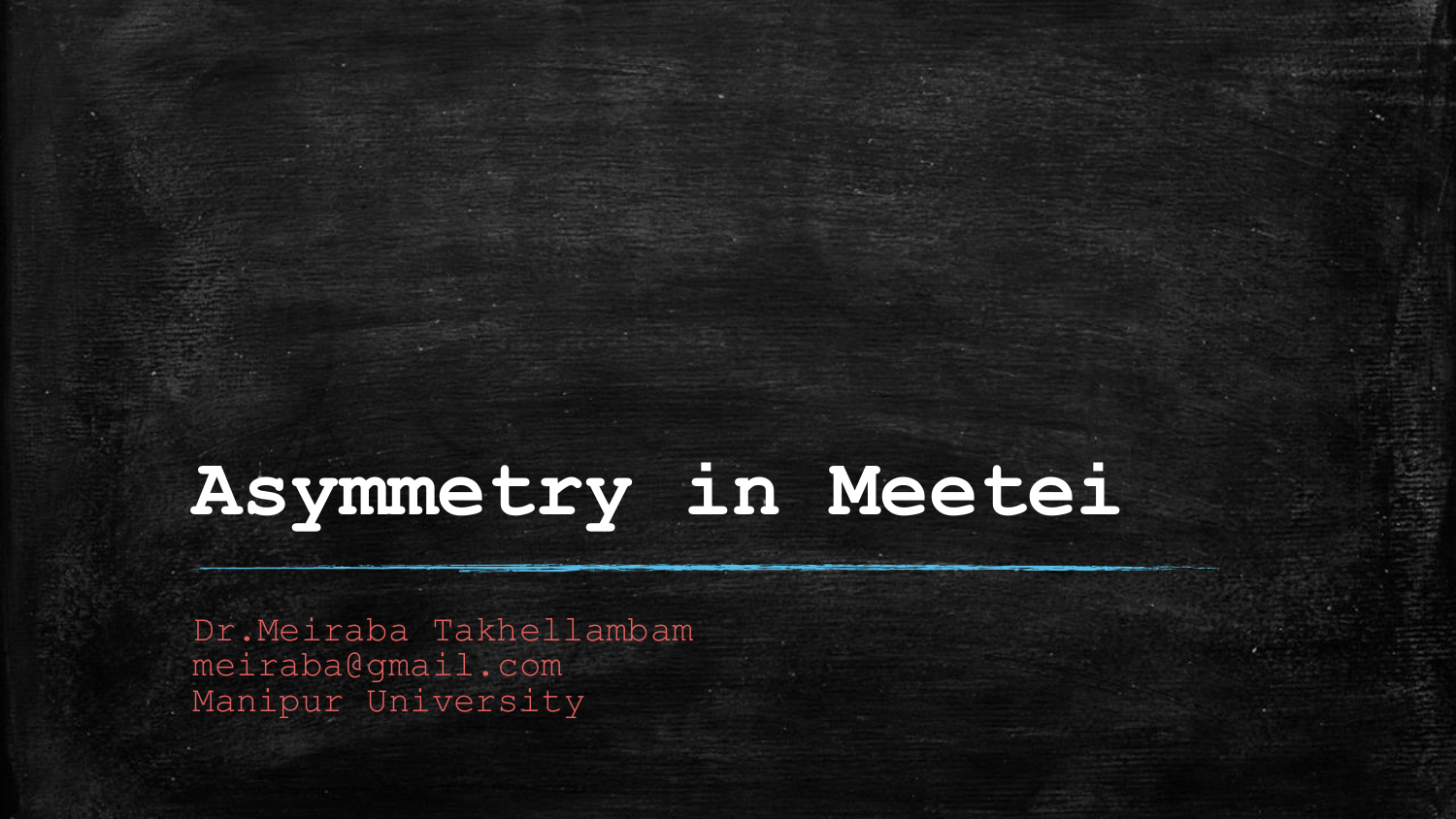# Asymmetry in Meetei

Dr.Meiraba Takhellambam
meiraba@gmail.com
Manipur University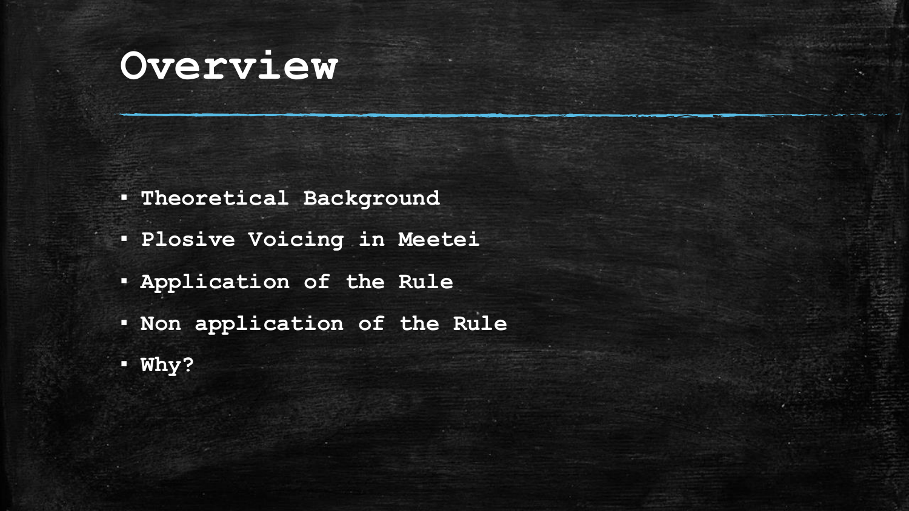# Overview

- Theoretical Background
- Plosive Voicing in Meetei
- Application of the Rule
- Non application of the Rule
- Why?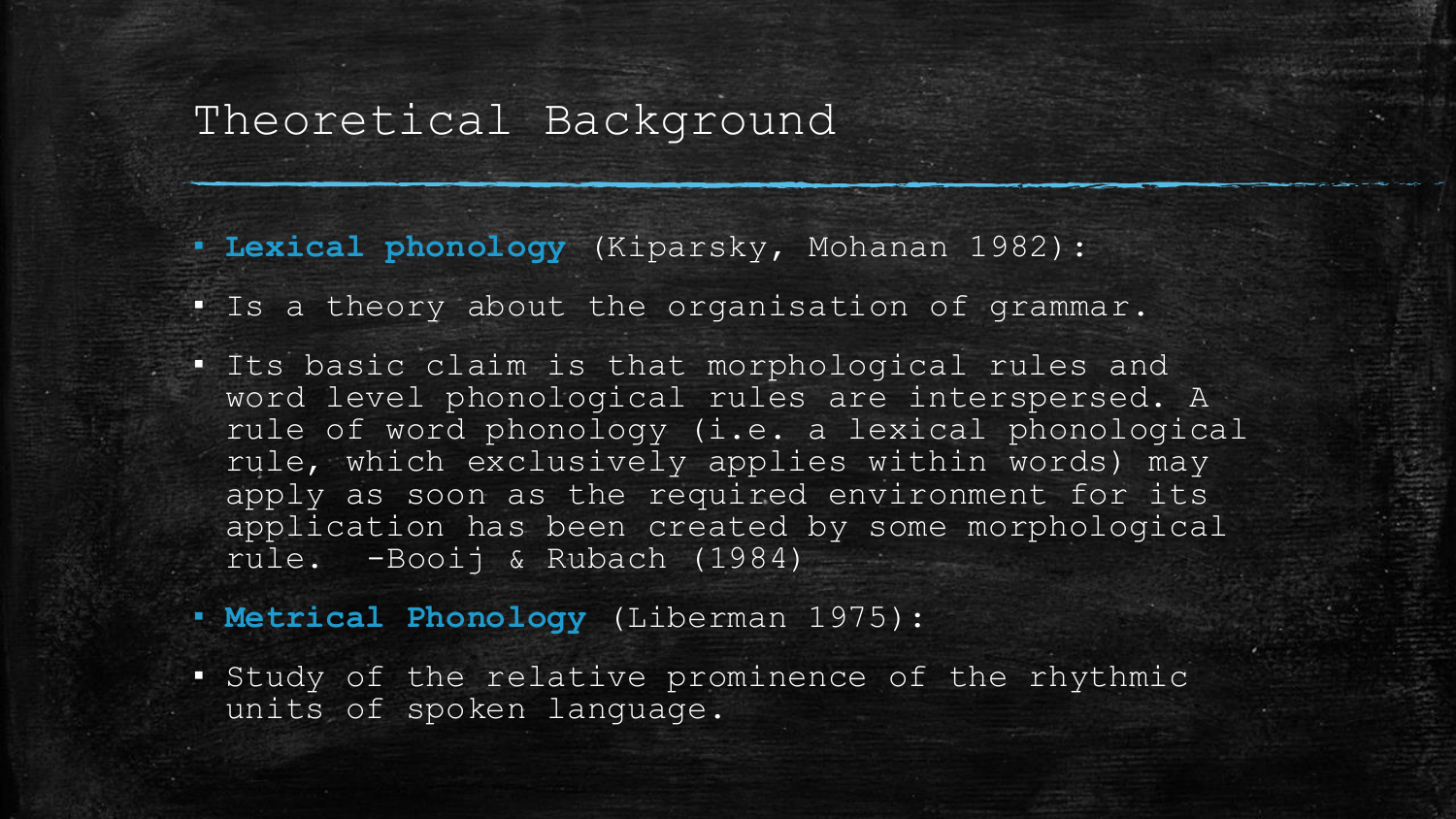# Theoretical Background

- **Lexical phonology** (Kiparsky, Mohanan 1982):
- Is a theory about the organisation of grammar.
- Its basic claim is that morphological rules and word level phonological rules are interspersed. A rule of word phonology (i.e. a lexical phonological rule, which exclusively applies within words) may apply as soon as the required environment for its application has been created by some morphological rule. -Booij & Rubach (1984)
- **Metrical Phonology** (Liberman 1975):
- Study of the relative prominence of the rhythmic units of spoken language.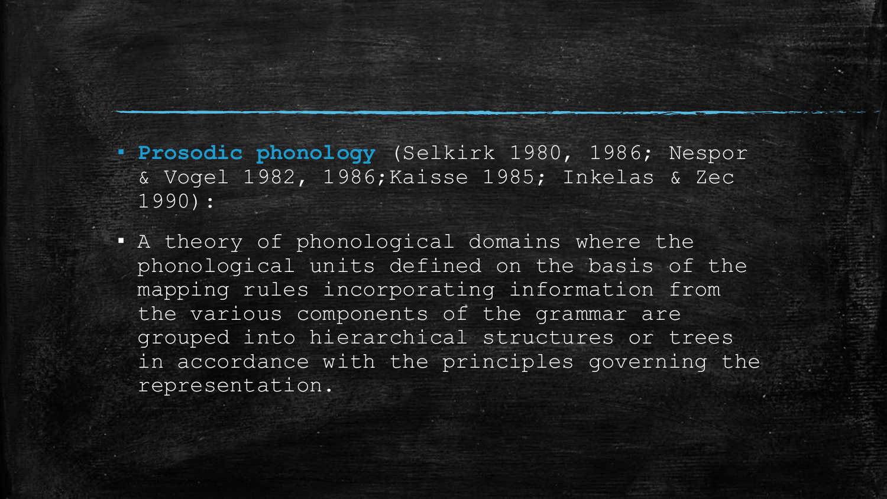- **Prosodic phonology** (Selkirk 1980, 1986; Nespor & Vogel 1982, 1986;Kaisse 1985; Inkelas & Zec 1990):
- A theory of phonological domains where the phonological units defined on the basis of the mapping rules incorporating information from the various components of the grammar are grouped into hierarchical structures or trees in accordance with the principles governing the representation.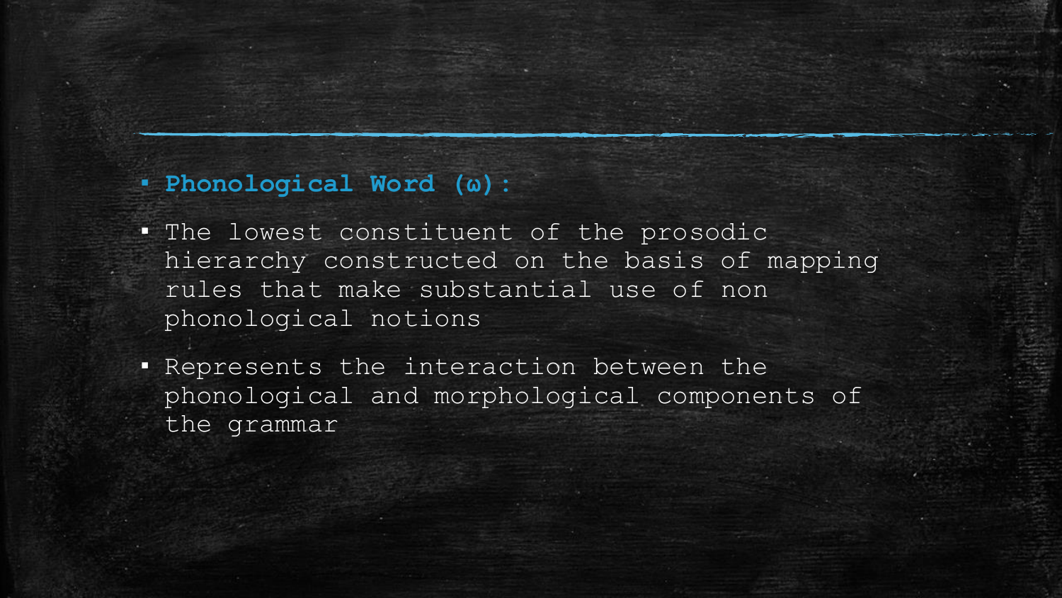- **Phonological Word (ω):**
- The lowest constituent of the prosodic hierarchy constructed on the basis of mapping rules that make substantial use of non phonological notions
- Represents the interaction between the phonological and morphological components of the grammar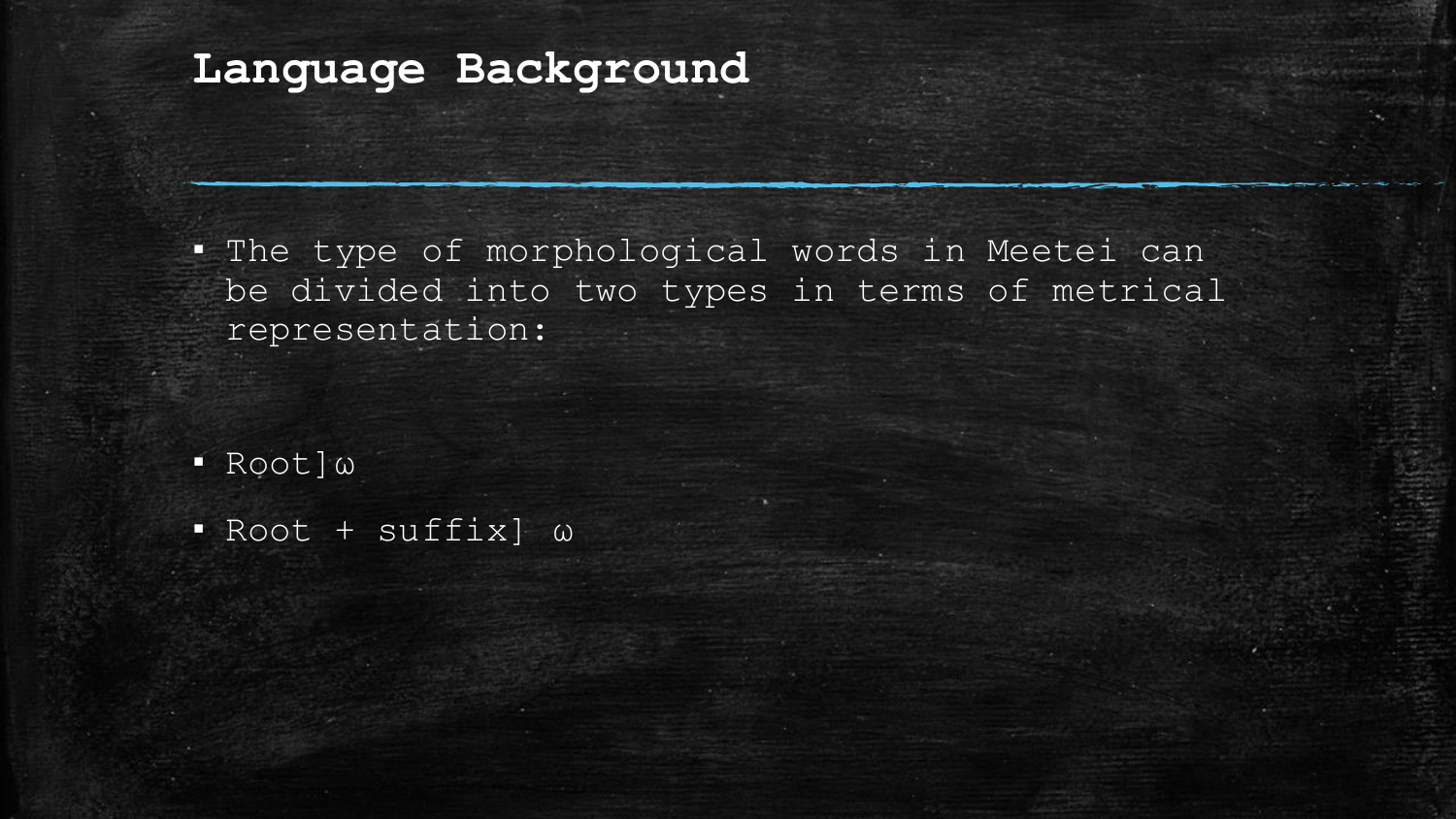# Language Background

- The type of morphological words in Meetei can be divided into two types in terms of metrical representation:

- Root]ω
- Root + suffix] ω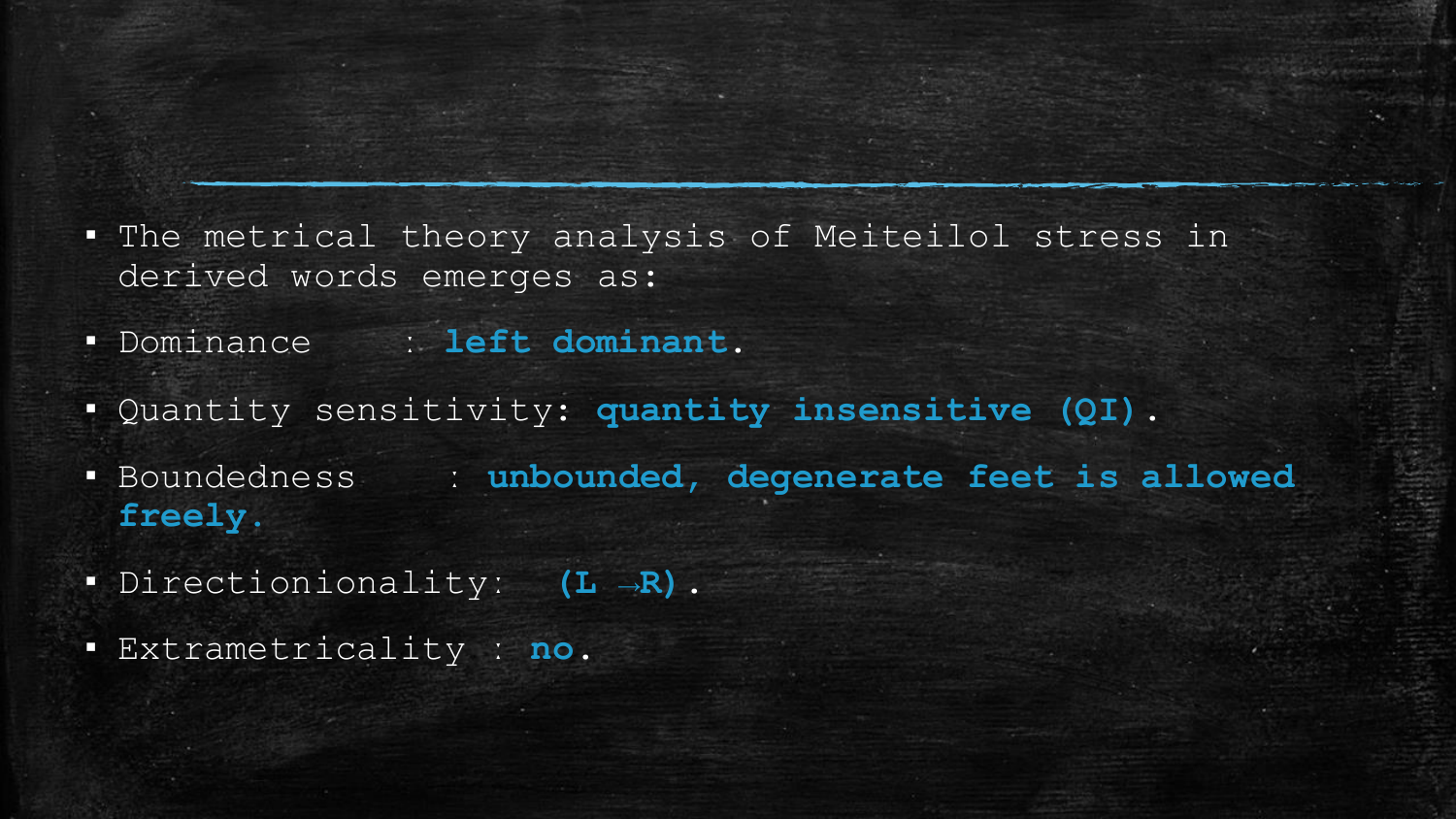- The metrical theory analysis of Meiteilol stress in derived words emerges as:
- Dominance : **left dominant**.
- Quantity sensitivity: **quantity insensitive (QI)**.
- Boundedness : **unbounded, degenerate feet is allowed freely.**
- Directionionality: **(L →R)**.
- Extrametricality : **no**.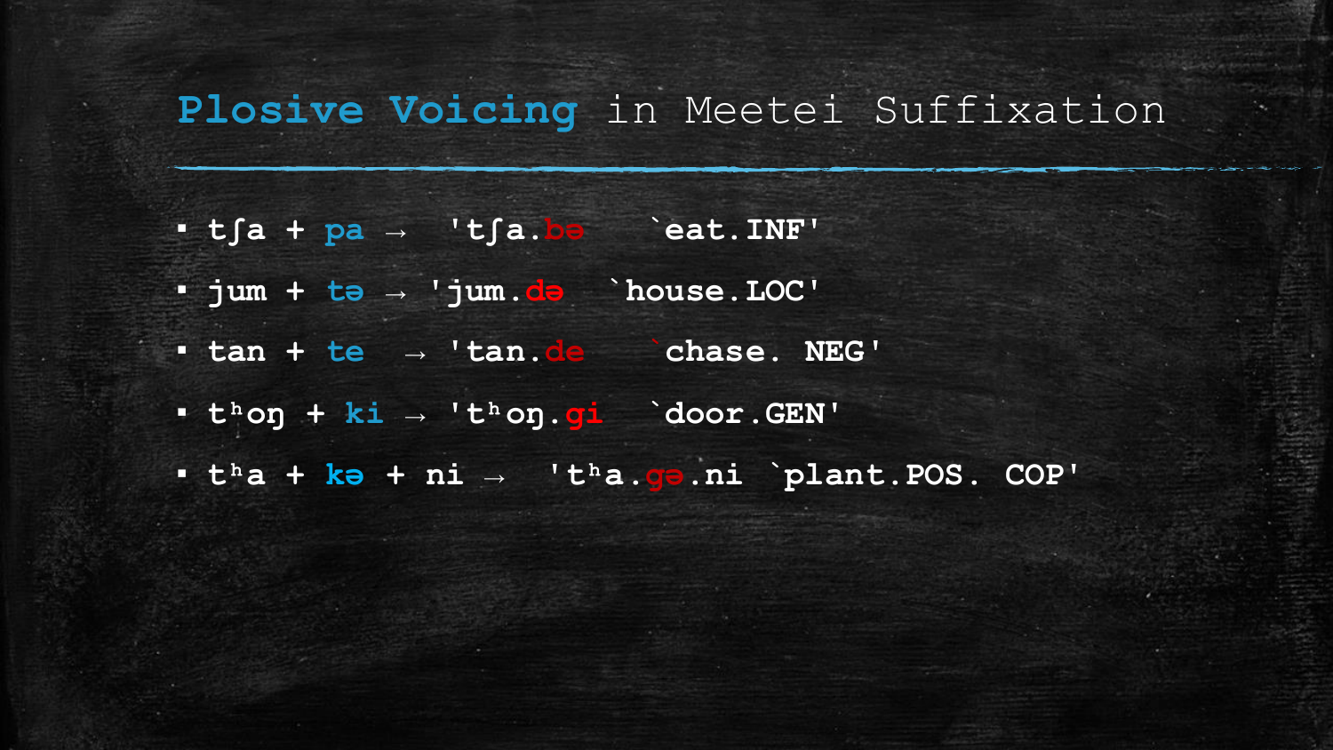# Plosive Voicing in Meetei Suffixation

- tʃa + pa → 'tʃa.bə `eat.INF'
- jum + tə → 'jum.də `house.LOC'
- tan + te → 'tan.de `chase. NEG'
- tʰoŋ + ki → 'tʰoŋ.gi `door.GEN'
- tʰa + kə + ni → 'tʰa.gə.ni `plant.POS. COP'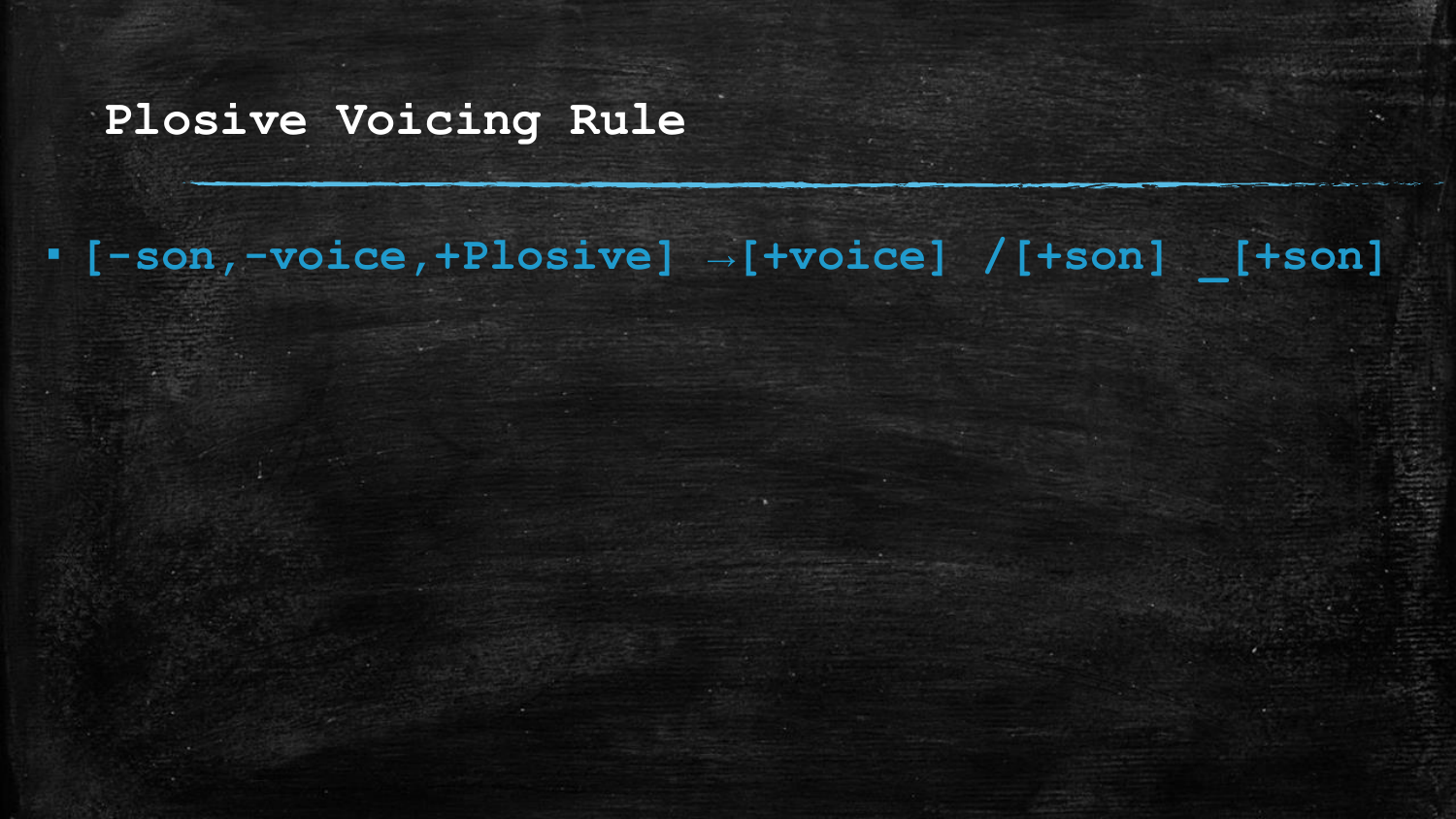# Plosive Voicing Rule

- [-son,-voice,+Plosive] →[+voice] /[+son] _[+son]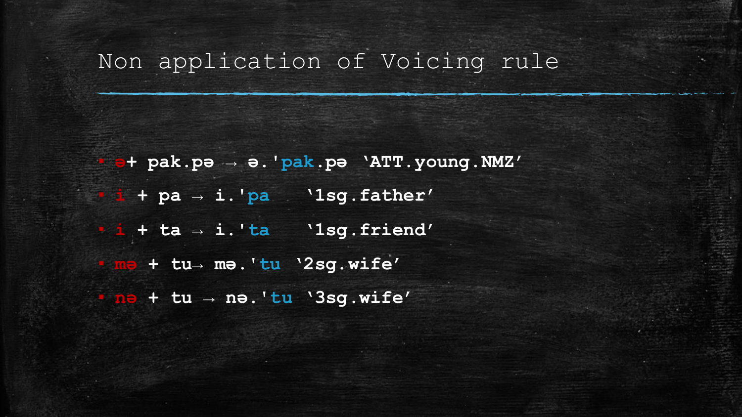# Non application of Voicing rule

- ə+ pak.pə → ə.'pak.pə 'ATT.young.NMZ'
- i + pa → i.'pa '1sg.father'
- i + ta → i.'ta '1sg.friend'
- mə + tu→ mə.'tu '2sg.wife'
- nə + tu → nə.'tu '3sg.wife'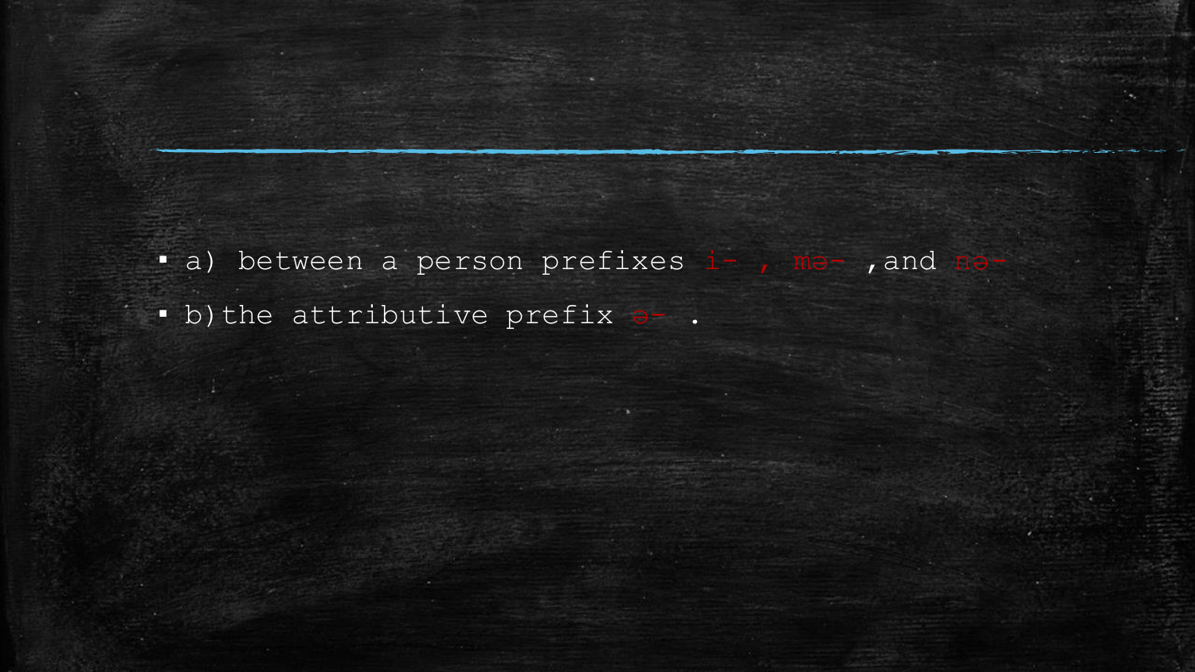- a) between a person prefixes i- , mə- ,and nə-
- b) the attributive prefix ə- .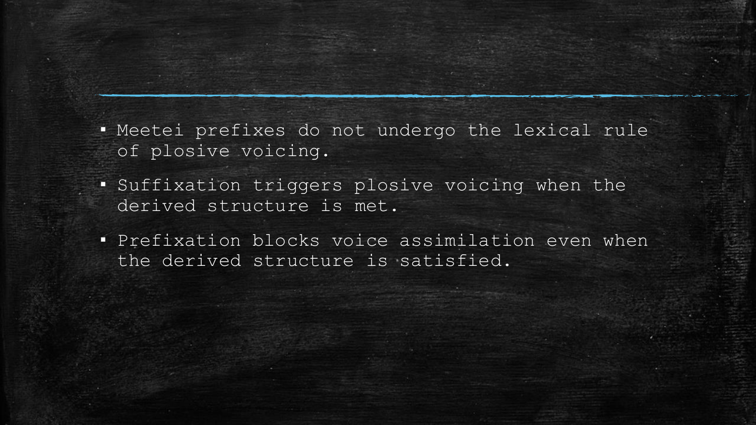- Meetei prefixes do not undergo the lexical rule of plosive voicing.
- Suffixation triggers plosive voicing when the derived structure is met.
- Prefixation blocks voice assimilation even when the derived structure is satisfied.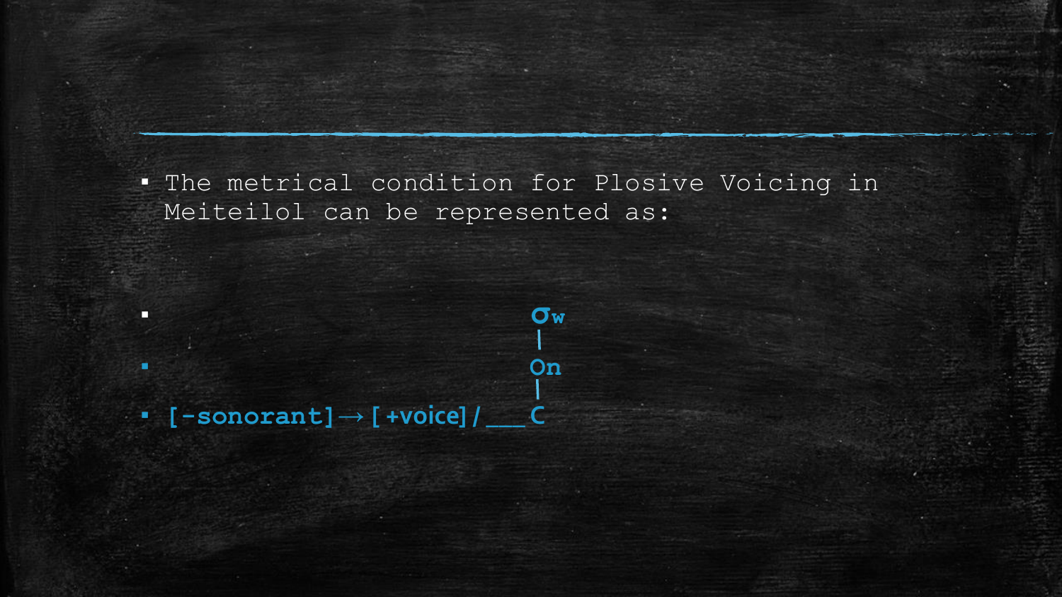- The metrical condition for Plosive Voicing in Meiteilol can be represented as:

$$
\begin{array}{ll}
 & \sigma_w \\
 & | \\
 & On \\
 & | \\
[-\text{sonorant}] \rightarrow [+\text{voice}] \, / \, \_\_\_ & C
\end{array}
$$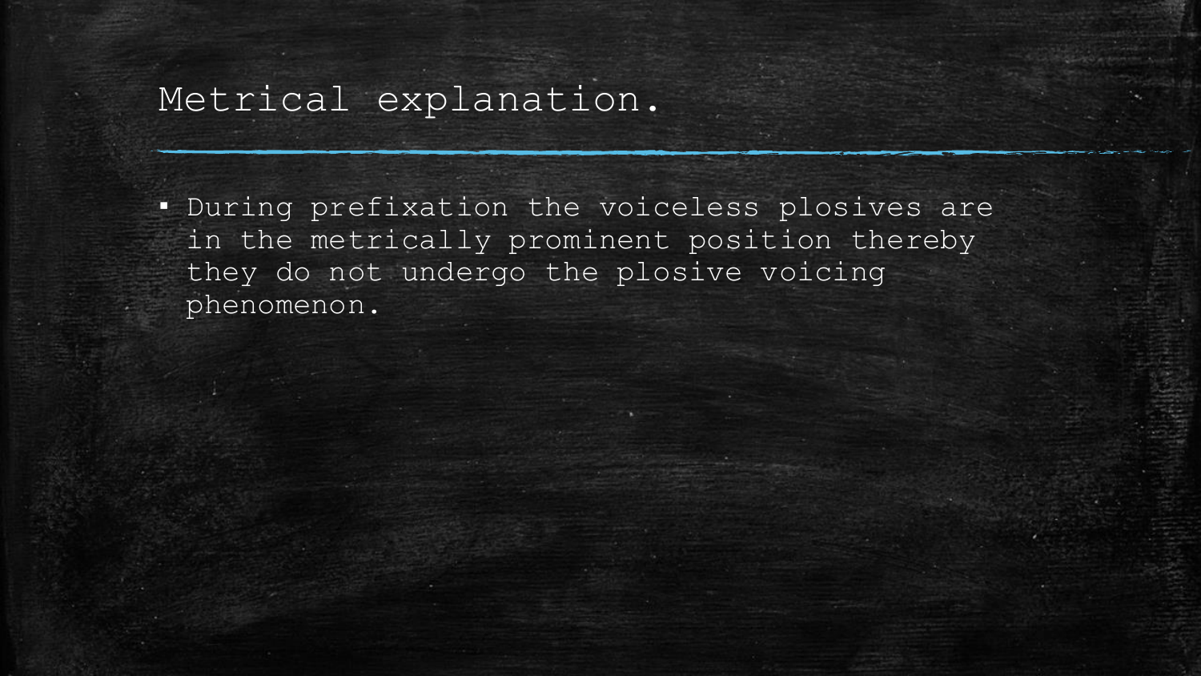# Metrical explanation.

- During prefixation the voiceless plosives are in the metrically prominent position thereby they do not undergo the plosive voicing phenomenon.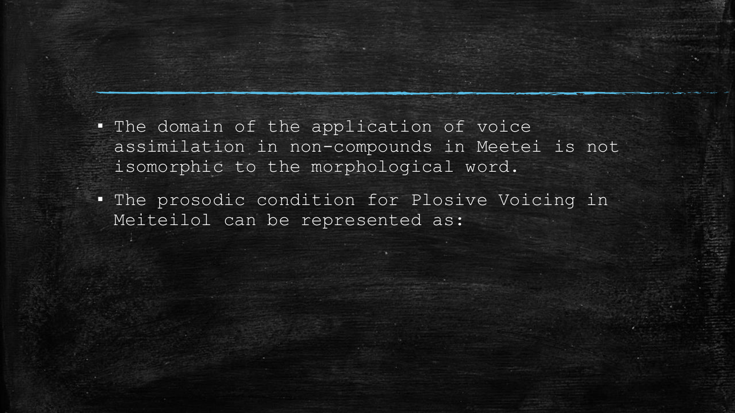- The domain of the application of voice assimilation in non-compounds in Meetei is not isomorphic to the morphological word.
- The prosodic condition for Plosive Voicing in Meiteilol can be represented as: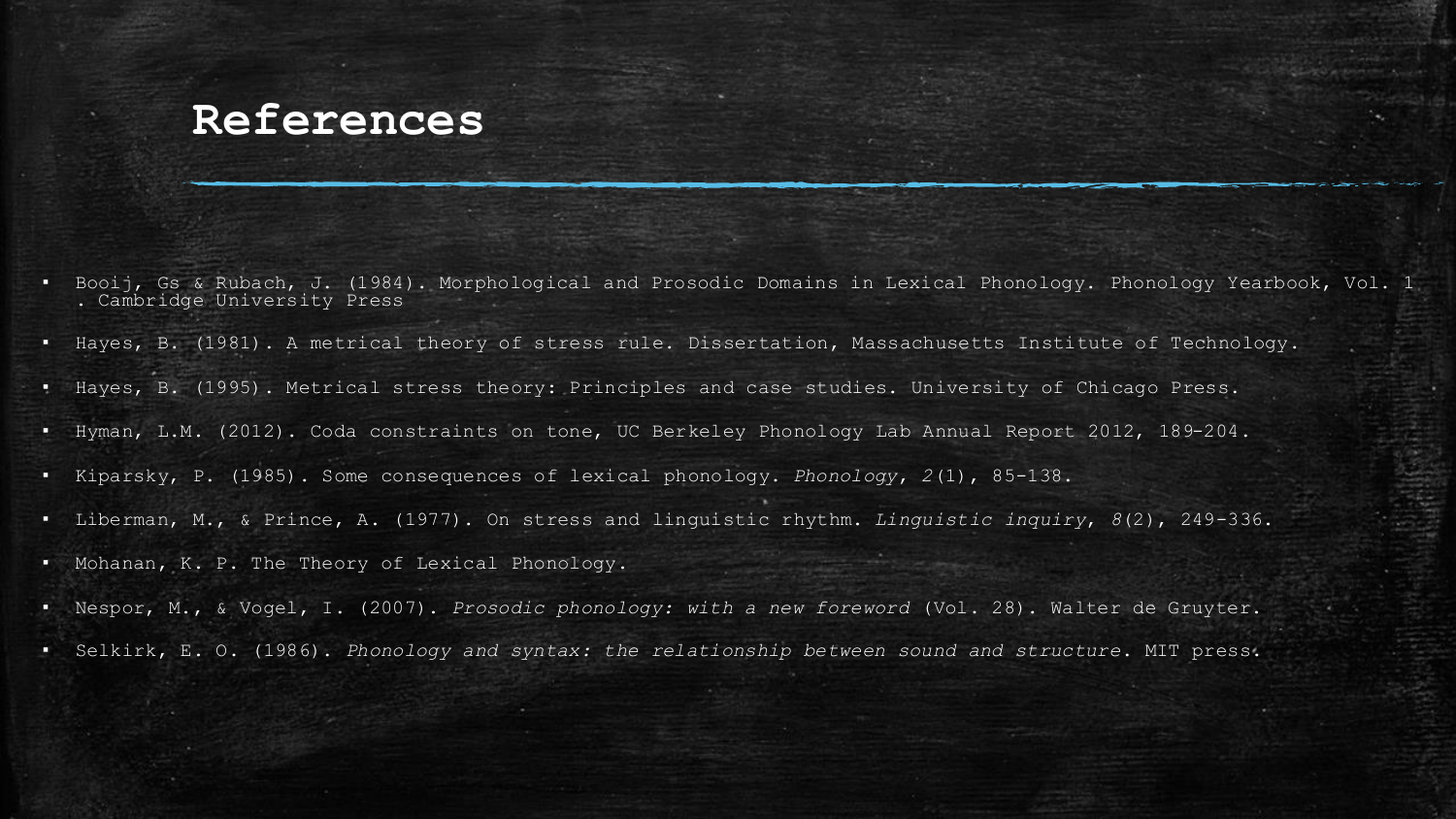# References

- Booij, Gs & Rubach, J. (1984). Morphological and Prosodic Domains in Lexical Phonology. Phonology Yearbook, Vol. 1 . Cambridge University Press
- Hayes, B. (1981). A metrical theory of stress rule. Dissertation, Massachusetts Institute of Technology.
- Hayes, B. (1995). Metrical stress theory: Principles and case studies. University of Chicago Press.
- Hyman, L.M. (2012). Coda constraints on tone, UC Berkeley Phonology Lab Annual Report 2012, 189-204.
- Kiparsky, P. (1985). Some consequences of lexical phonology. *Phonology*, *2*(1), 85-138.
- Liberman, M., & Prince, A. (1977). On stress and linguistic rhythm. *Linguistic inquiry*, *8*(2), 249-336.
- Mohanan, K. P. The Theory of Lexical Phonology.
- Nespor, M., & Vogel, I. (2007). *Prosodic phonology: with a new foreword* (Vol. 28). Walter de Gruyter.
- Selkirk, E. O. (1986). *Phonology and syntax: the relationship between sound and structure*. MIT press.